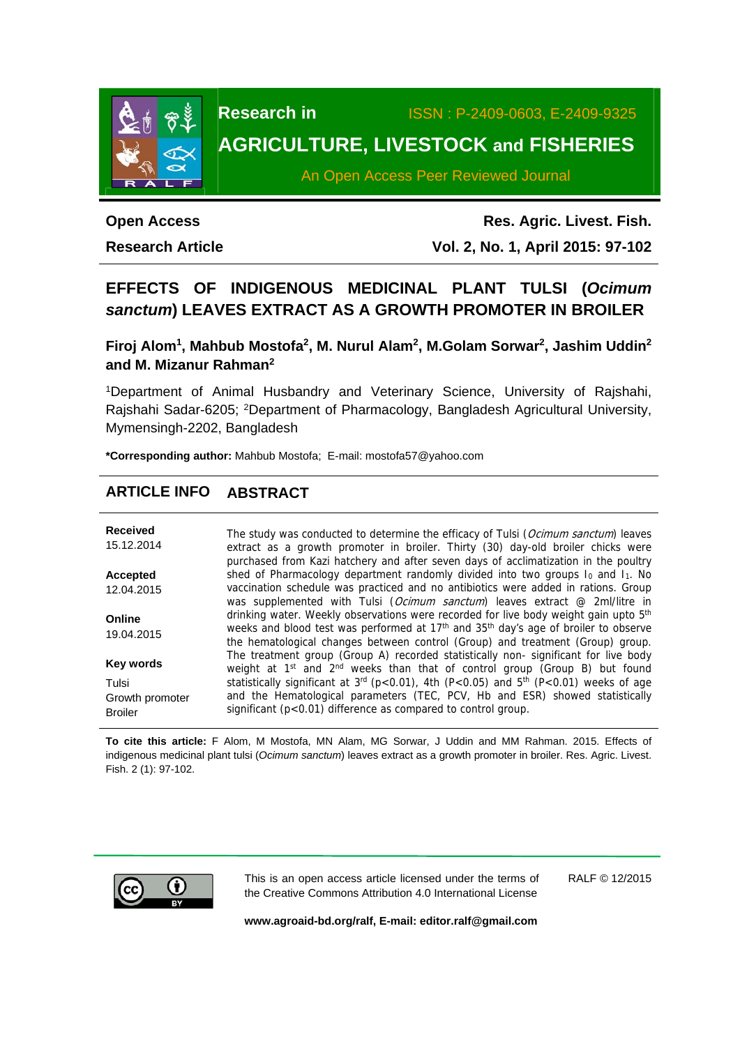**Research in** ISSN : P-2409-0603, E-2409-9325

**AGRICULTURE, LIVESTOCK and FISHERIES**

An Open Access Peer Reviewed Journal

**Open Access** **Res. Agric. Livest. Fish.**

**Research Article** **Vol. 2, No. 1, April 2015: 97-102**

# EFFECTS OF INDIGENOUS MEDICINAL PLANT TULSI (*Ocimum sanctum*) LEAVES EXTRACT AS A GROWTH PROMOTER IN BROILER

**Firoj Alom[1], Mahbub Mostofa[2], M. Nurul Alam[2], M.Golam Sorwar[2], Jashim Uddin[2] and M. Mizanur Rahman[2]**

[1]Department of Animal Husbandry and Veterinary Science, University of Rajshahi, Rajshahi Sadar-6205; [2]Department of Pharmacology, Bangladesh Agricultural University, Mymensingh-2202, Bangladesh

**\*Corresponding author:** Mahbub Mostofa; E-mail: mostofa57@yahoo.com

## ARTICLE INFO

**Received**
15.12.2014

**Accepted**
12.04.2015

**Online**
19.04.2015

**Key words**
Tulsi
Growth promoter
Broiler

## ABSTRACT

The study was conducted to determine the efficacy of Tulsi (*Ocimum sanctum*) leaves extract as a growth promoter in broiler. Thirty (30) day-old broiler chicks were purchased from Kazi hatchery and after seven days of acclimatization in the poultry shed of Pharmacology department randomly divided into two groups $I_0$ and $I_1$. No vaccination schedule was practiced and no antibiotics were added in rations. Group was supplemented with Tulsi (*Ocimum sanctum*) leaves extract @ 2ml/litre in drinking water. Weekly observations were recorded for live body weight gain upto 5th weeks and blood test was performed at 17th and 35th day's age of broiler to observe the hematological changes between control (Group) and treatment (Group) group. The treatment group (Group A) recorded statistically non- significant for live body weight at 1st and 2nd weeks than that of control group (Group B) but found statistically significant at 3rd ($p<0.01$), 4th ($P<0.05$) and 5th ($P<0.01$) weeks of age and the Hematological parameters (TEC, PCV, Hb and ESR) showed statistically significant ($p<0.01$) difference as compared to control group.

**To cite this article:** F Alom, M Mostofa, MN Alam, MG Sorwar, J Uddin and MM Rahman. 2015. Effects of indigenous medicinal plant tulsi (*Ocimum sanctum*) leaves extract as a growth promoter in broiler. Res. Agric. Livest. Fish. 2 (1): 97-102.

This is an open access article licensed under the terms of the Creative Commons Attribution 4.0 International License

RALF © 12/2015

**www.agroaid-bd.org/ralf, E-mail: editor.ralf@gmail.com**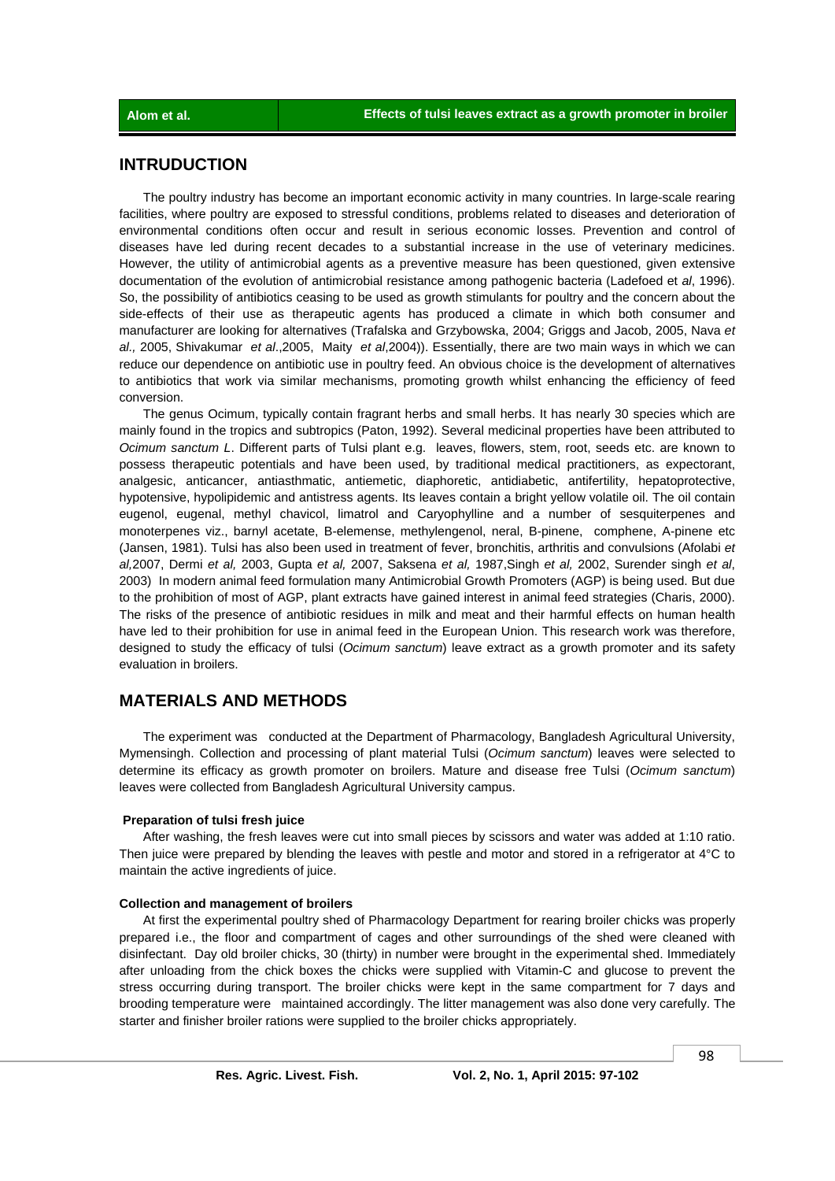## INTRUDUCTION

The poultry industry has become an important economic activity in many countries. In large-scale rearing facilities, where poultry are exposed to stressful conditions, problems related to diseases and deterioration of environmental conditions often occur and result in serious economic losses. Prevention and control of diseases have led during recent decades to a substantial increase in the use of veterinary medicines. However, the utility of antimicrobial agents as a preventive measure has been questioned, given extensive documentation of the evolution of antimicrobial resistance among pathogenic bacteria (Ladefoed et *al*, 1996). So, the possibility of antibiotics ceasing to be used as growth stimulants for poultry and the concern about the side-effects of their use as therapeutic agents has produced a climate in which both consumer and manufacturer are looking for alternatives (Trafalska and Grzybowska, 2004; Griggs and Jacob, 2005, Nava *et al.,* 2005, Shivakumar *et al*.,2005, Maity *et al*,2004)). Essentially, there are two main ways in which we can reduce our dependence on antibiotic use in poultry feed. An obvious choice is the development of alternatives to antibiotics that work via similar mechanisms, promoting growth whilst enhancing the efficiency of feed conversion.

The genus Ocimum, typically contain fragrant herbs and small herbs. It has nearly 30 species which are mainly found in the tropics and subtropics (Paton, 1992). Several medicinal properties have been attributed to *Ocimum sanctum L*. Different parts of Tulsi plant e.g. leaves, flowers, stem, root, seeds etc. are known to possess therapeutic potentials and have been used, by traditional medical practitioners, as expectorant, analgesic, anticancer, antiasthmatic, antiemetic, diaphoretic, antidiabetic, antifertility, hepatoprotective, hypotensive, hypolipidemic and antistress agents. Its leaves contain a bright yellow volatile oil. The oil contain eugenol, eugenal, methyl chavicol, limatrol and Caryophylline and a number of sesquiterpenes and monoterpenes viz., barnyl acetate, B-elemense, methylengenol, neral, B-pinene, comphene, A-pinene etc (Jansen, 1981). Tulsi has also been used in treatment of fever, bronchitis, arthritis and convulsions (Afolabi *et al,*2007, Dermi *et al,* 2003, Gupta *et al,* 2007, Saksena *et al,* 1987,Singh *et al,* 2002, Surender singh *et al*, 2003) In modern animal feed formulation many Antimicrobial Growth Promoters (AGP) is being used. But due to the prohibition of most of AGP, plant extracts have gained interest in animal feed strategies (Charis, 2000). The risks of the presence of antibiotic residues in milk and meat and their harmful effects on human health have led to their prohibition for use in animal feed in the European Union. This research work was therefore, designed to study the efficacy of tulsi (*Ocimum sanctum*) leave extract as a growth promoter and its safety evaluation in broilers.

## MATERIALS AND METHODS

The experiment was conducted at the Department of Pharmacology, Bangladesh Agricultural University, Mymensingh. Collection and processing of plant material Tulsi (*Ocimum sanctum*) leaves were selected to determine its efficacy as growth promoter on broilers. Mature and disease free Tulsi (*Ocimum sanctum*) leaves were collected from Bangladesh Agricultural University campus.

#### Preparation of tulsi fresh juice

After washing, the fresh leaves were cut into small pieces by scissors and water was added at 1:10 ratio. Then juice were prepared by blending the leaves with pestle and motor and stored in a refrigerator at 4°C to maintain the active ingredients of juice.

#### Collection and management of broilers

At first the experimental poultry shed of Pharmacology Department for rearing broiler chicks was properly prepared i.e., the floor and compartment of cages and other surroundings of the shed were cleaned with disinfectant. Day old broiler chicks, 30 (thirty) in number were brought in the experimental shed. Immediately after unloading from the chick boxes the chicks were supplied with Vitamin-C and glucose to prevent the stress occurring during transport. The broiler chicks were kept in the same compartment for 7 days and brooding temperature were maintained accordingly. The litter management was also done very carefully. The starter and finisher broiler rations were supplied to the broiler chicks appropriately.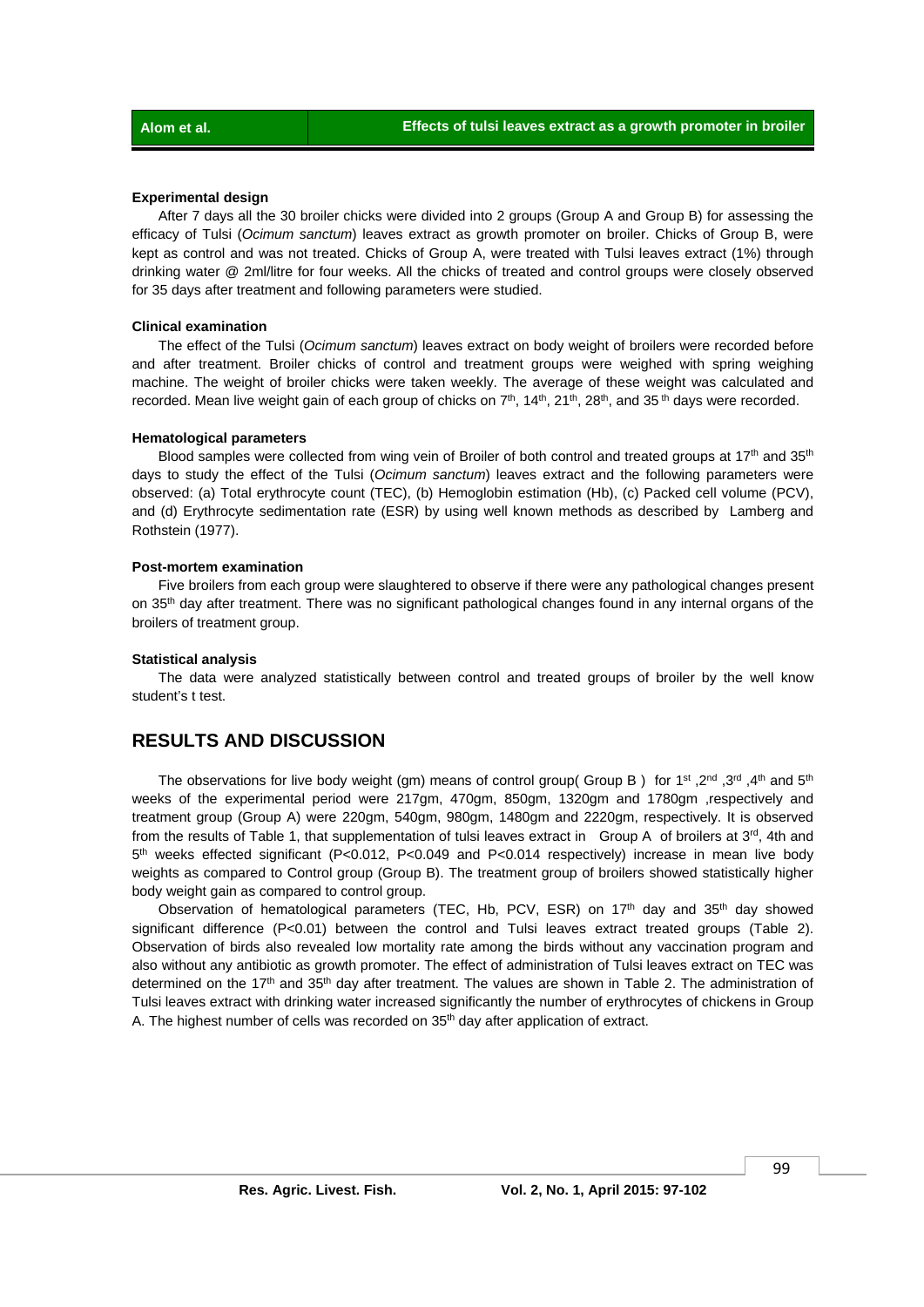### Experimental design

After 7 days all the 30 broiler chicks were divided into 2 groups (Group A and Group B) for assessing the efficacy of Tulsi (*Ocimum sanctum*) leaves extract as growth promoter on broiler. Chicks of Group B, were kept as control and was not treated. Chicks of Group A, were treated with Tulsi leaves extract (1%) through drinking water @ 2ml/litre for four weeks. All the chicks of treated and control groups were closely observed for 35 days after treatment and following parameters were studied.

### Clinical examination

The effect of the Tulsi (*Ocimum sanctum*) leaves extract on body weight of broilers were recorded before and after treatment. Broiler chicks of control and treatment groups were weighed with spring weighing machine. The weight of broiler chicks were taken weekly. The average of these weight was calculated and recorded. Mean live weight gain of each group of chicks on 7th, 14th, 21th, 28th, and 35 th days were recorded.

### Hematological parameters

Blood samples were collected from wing vein of Broiler of both control and treated groups at 17th and 35th days to study the effect of the Tulsi (*Ocimum sanctum*) leaves extract and the following parameters were observed: (a) Total erythrocyte count (TEC), (b) Hemoglobin estimation (Hb), (c) Packed cell volume (PCV), and (d) Erythrocyte sedimentation rate (ESR) by using well known methods as described by Lamberg and Rothstein (1977).

### Post-mortem examination

Five broilers from each group were slaughtered to observe if there were any pathological changes present on 35th day after treatment. There was no significant pathological changes found in any internal organs of the broilers of treatment group.

### Statistical analysis

The data were analyzed statistically between control and treated groups of broiler by the well know student's t test.

## RESULTS AND DISCUSSION

The observations for live body weight (gm) means of control group( Group B ) for 1st ,2nd ,3rd ,4th and 5th weeks of the experimental period were 217gm, 470gm, 850gm, 1320gm and 1780gm ,respectively and treatment group (Group A) were 220gm, 540gm, 980gm, 1480gm and 2220gm, respectively. It is observed from the results of Table 1, that supplementation of tulsi leaves extract in Group A of broilers at 3rd, 4th and 5th weeks effected significant ($P<0.012$, $P<0.049$ and $P<0.014$ respectively) increase in mean live body weights as compared to Control group (Group B). The treatment group of broilers showed statistically higher body weight gain as compared to control group.

Observation of hematological parameters (TEC, Hb, PCV, ESR) on 17th day and 35th day showed significant difference ($P<0.01$) between the control and Tulsi leaves extract treated groups (Table 2). Observation of birds also revealed low mortality rate among the birds without any vaccination program and also without any antibiotic as growth promoter. The effect of administration of Tulsi leaves extract on TEC was determined on the 17th and 35th day after treatment. The values are shown in Table 2. The administration of Tulsi leaves extract with drinking water increased significantly the number of erythrocytes of chickens in Group A. The highest number of cells was recorded on 35th day after application of extract.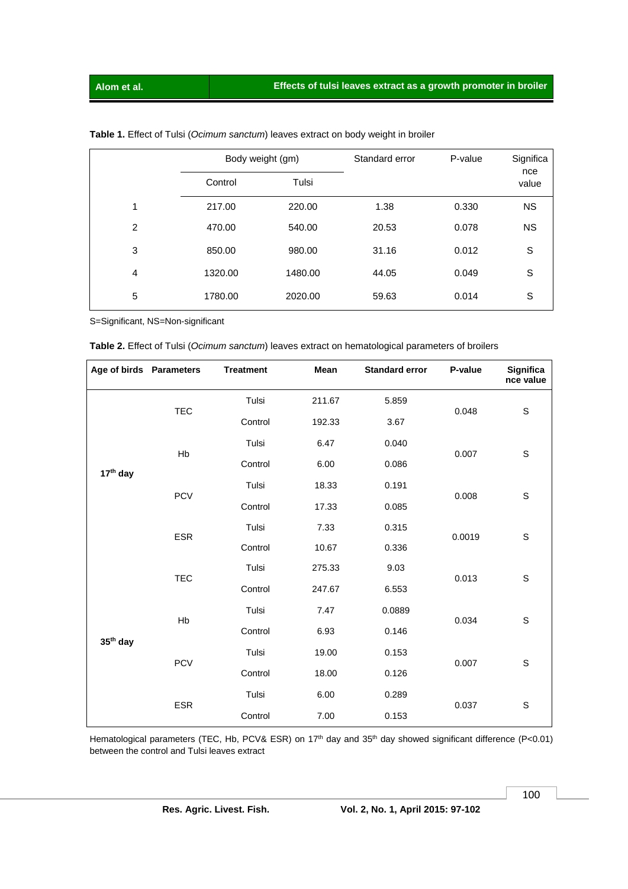**Table 1.** Effect of Tulsi (*Ocimum sanctum*) leaves extract on body weight in broiler

| | Body weight (gm) | | Standard error | P-value | Significance value |
|---|---|---|---|---|---|
| | Control | Tulsi | | | |
| 1 | 217.00 | 220.00 | 1.38 | 0.330 | NS |
| 2 | 470.00 | 540.00 | 20.53 | 0.078 | NS |
| 3 | 850.00 | 980.00 | 31.16 | 0.012 | S |
| 4 | 1320.00 | 1480.00 | 44.05 | 0.049 | S |
| 5 | 1780.00 | 2020.00 | 59.63 | 0.014 | S |

S=Significant, NS=Non-significant

**Table 2.** Effect of Tulsi (*Ocimum sanctum*) leaves extract on hematological parameters of broilers

| Age of birds | Parameters | Treatment | Mean | Standard error | P-value | Significance value |
|---|---|---|---|---|---|---|
| 17th day | TEC | Tulsi | 211.67 | 5.859 | 0.048 | S |
| | | Control | 192.33 | 3.67 | | |
| | Hb | Tulsi | 6.47 | 0.040 | 0.007 | S |
| | | Control | 6.00 | 0.086 | | |
| | PCV | Tulsi | 18.33 | 0.191 | 0.008 | S |
| | | Control | 17.33 | 0.085 | | |
| | ESR | Tulsi | 7.33 | 0.315 | 0.0019 | S |
| | | Control | 10.67 | 0.336 | | |
| 35th day | TEC | Tulsi | 275.33 | 9.03 | 0.013 | S |
| | | Control | 247.67 | 6.553 | | |
| | Hb | Tulsi | 7.47 | 0.0889 | 0.034 | S |
| | | Control | 6.93 | 0.146 | | |
| | PCV | Tulsi | 19.00 | 0.153 | 0.007 | S |
| | | Control | 18.00 | 0.126 | | |
| | ESR | Tulsi | 6.00 | 0.289 | 0.037 | S |
| | | Control | 7.00 | 0.153 | | |

Hematological parameters (TEC, Hb, PCV& ESR) on 17th day and 35th day showed significant difference ($P<0.01$) between the control and Tulsi leaves extract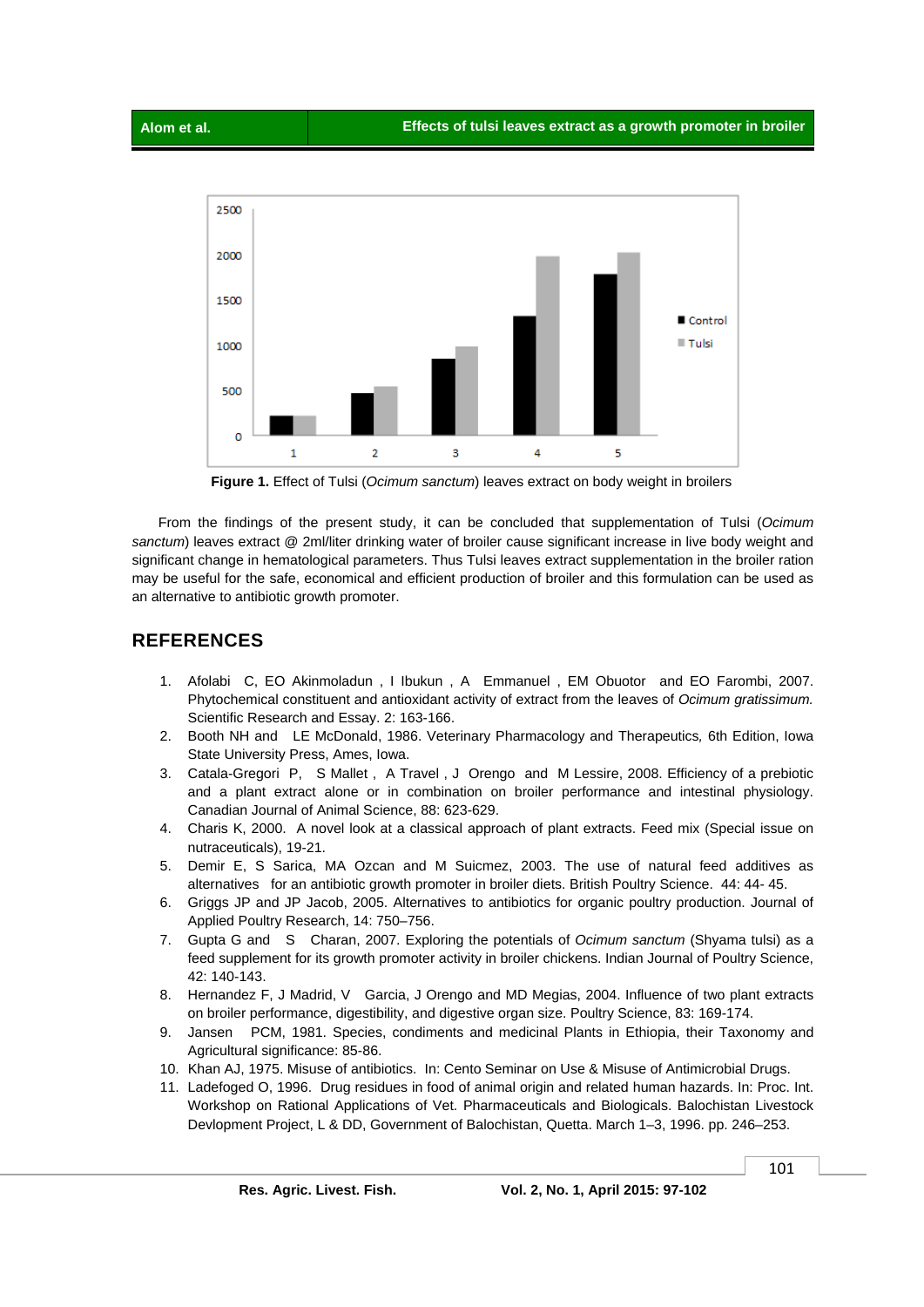**Figure 1.** Effect of Tulsi (*Ocimum sanctum*) leaves extract on body weight in broilers

From the findings of the present study, it can be concluded that supplementation of Tulsi (*Ocimum sanctum*) leaves extract @ 2ml/liter drinking water of broiler cause significant increase in live body weight and significant change in hematological parameters. Thus Tulsi leaves extract supplementation in the broiler ration may be useful for the safe, economical and efficient production of broiler and this formulation can be used as an alternative to antibiotic growth promoter.

## REFERENCES

1. Afolabi C, EO Akinmoladun , I Ibukun , A Emmanuel , EM Obuotor and EO Farombi, 2007. Phytochemical constituent and antioxidant activity of extract from the leaves of *Ocimum gratissimum.* Scientific Research and Essay. 2: 163-166.
2. Booth NH and LE McDonald, 1986. Veterinary Pharmacology and Therapeutics*,* 6th Edition, Iowa State University Press, Ames, Iowa.
3. Catala-Gregori P, S Mallet , A Travel , J Orengo and M Lessire, 2008. Efficiency of a prebiotic and a plant extract alone or in combination on broiler performance and intestinal physiology. Canadian Journal of Animal Science, 88: 623-629.
4. Charis K, 2000. A novel look at a classical approach of plant extracts. Feed mix (Special issue on nutraceuticals), 19-21.
5. Demir E, S Sarica, MA Ozcan and M Suicmez, 2003. The use of natural feed additives as alternatives for an antibiotic growth promoter in broiler diets. British Poultry Science. 44: 44- 45.
6. Griggs JP and JP Jacob, 2005. Alternatives to antibiotics for organic poultry production. Journal of Applied Poultry Research, 14: 750–756.
7. Gupta G and S Charan, 2007. Exploring the potentials of *Ocimum sanctum* (Shyama tulsi) as a feed supplement for its growth promoter activity in broiler chickens. Indian Journal of Poultry Science, 42: 140-143.
8. Hernandez F, J Madrid, V Garcia, J Orengo and MD Megias, 2004. Influence of two plant extracts on broiler performance, digestibility, and digestive organ size. Poultry Science, 83: 169-174.
9. Jansen PCM, 1981. Species, condiments and medicinal Plants in Ethiopia, their Taxonomy and Agricultural significance: 85-86.
10. Khan AJ, 1975. Misuse of antibiotics. In: Cento Seminar on Use & Misuse of Antimicrobial Drugs.
11. Ladefoged O, 1996. Drug residues in food of animal origin and related human hazards. In: Proc. Int. Workshop on Rational Applications of Vet. Pharmaceuticals and Biologicals. Balochistan Livestock Devlopment Project, L & DD, Government of Balochistan, Quetta. March 1–3, 1996. pp. 246–253.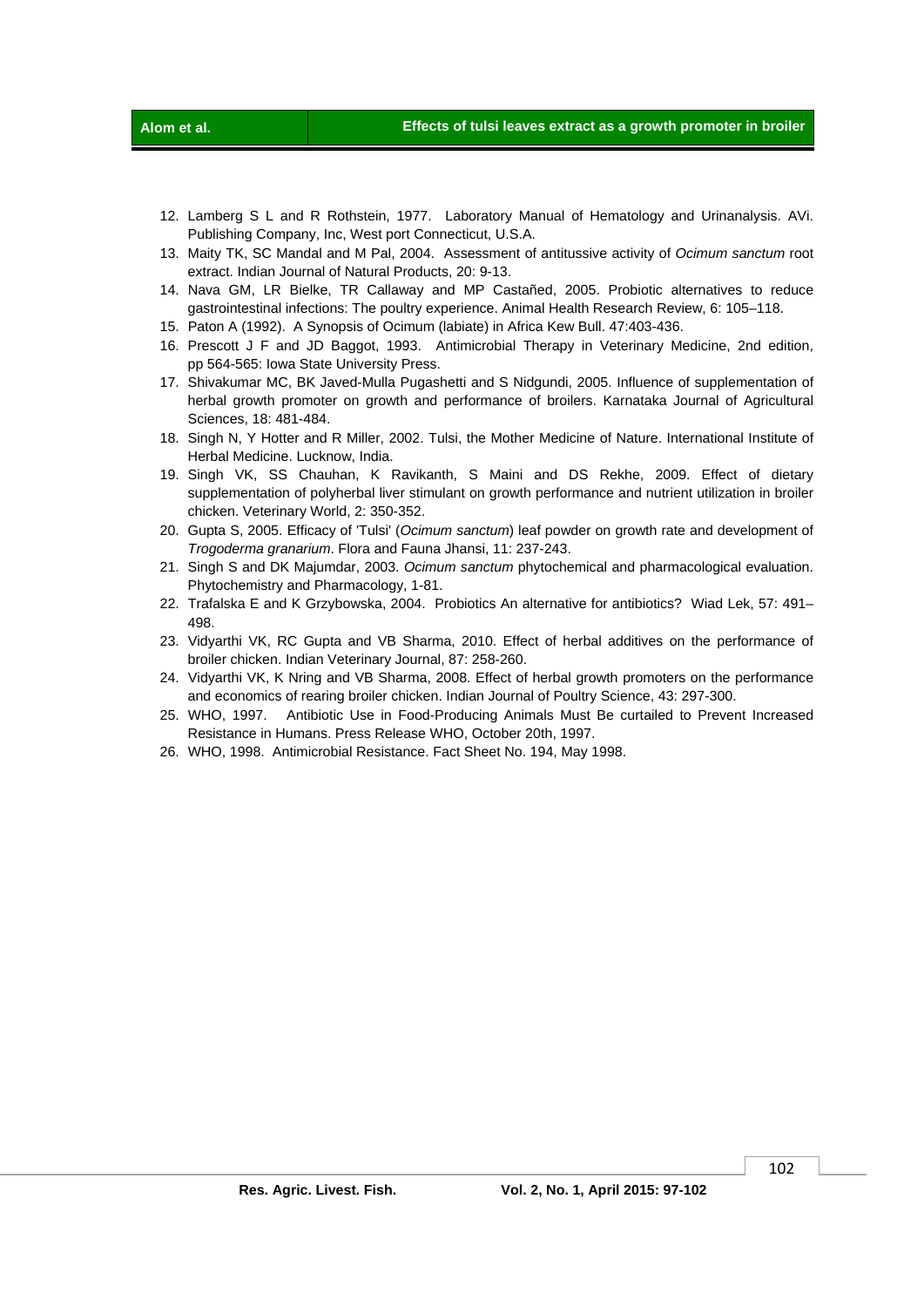12. Lamberg S L and R Rothstein, 1977. Laboratory Manual of Hematology and Urinanalysis. AVi. Publishing Company, Inc, West port Connecticut, U.S.A.
13. Maity TK, SC Mandal and M Pal, 2004. Assessment of antitussive activity of *Ocimum sanctum* root extract. Indian Journal of Natural Products, 20: 9-13.
14. Nava GM, LR Bielke, TR Callaway and MP Castañed, 2005. Probiotic alternatives to reduce gastrointestinal infections: The poultry experience. Animal Health Research Review, 6: 105–118.
15. Paton A (1992). A Synopsis of Ocimum (labiate) in Africa Kew Bull. 47:403-436.
16. Prescott J F and JD Baggot, 1993. Antimicrobial Therapy in Veterinary Medicine, 2nd edition, pp 564-565: Iowa State University Press.
17. Shivakumar MC, BK Javed-Mulla Pugashetti and S Nidgundi, 2005. Influence of supplementation of herbal growth promoter on growth and performance of broilers. Karnataka Journal of Agricultural Sciences, 18: 481-484.
18. Singh N, Y Hotter and R Miller, 2002. Tulsi, the Mother Medicine of Nature. International Institute of Herbal Medicine. Lucknow, India.
19. Singh VK, SS Chauhan, K Ravikanth, S Maini and DS Rekhe, 2009. Effect of dietary supplementation of polyherbal liver stimulant on growth performance and nutrient utilization in broiler chicken. Veterinary World, 2: 350-352.
20. Gupta S, 2005. Efficacy of 'Tulsi' (*Ocimum sanctum*) leaf powder on growth rate and development of *Trogoderma granarium*. Flora and Fauna Jhansi, 11: 237-243.
21. Singh S and DK Majumdar, 2003. *Ocimum sanctum* phytochemical and pharmacological evaluation. Phytochemistry and Pharmacology, 1-81.
22. Trafalska E and K Grzybowska, 2004. Probiotics An alternative for antibiotics? Wiad Lek, 57: 491–498.
23. Vidyarthi VK, RC Gupta and VB Sharma, 2010. Effect of herbal additives on the performance of broiler chicken. Indian Veterinary Journal, 87: 258-260.
24. Vidyarthi VK, K Nring and VB Sharma, 2008. Effect of herbal growth promoters on the performance and economics of rearing broiler chicken. Indian Journal of Poultry Science, 43: 297-300.
25. WHO, 1997. Antibiotic Use in Food-Producing Animals Must Be curtailed to Prevent Increased Resistance in Humans. Press Release WHO, October 20th, 1997.
26. WHO, 1998. Antimicrobial Resistance. Fact Sheet No. 194, May 1998.